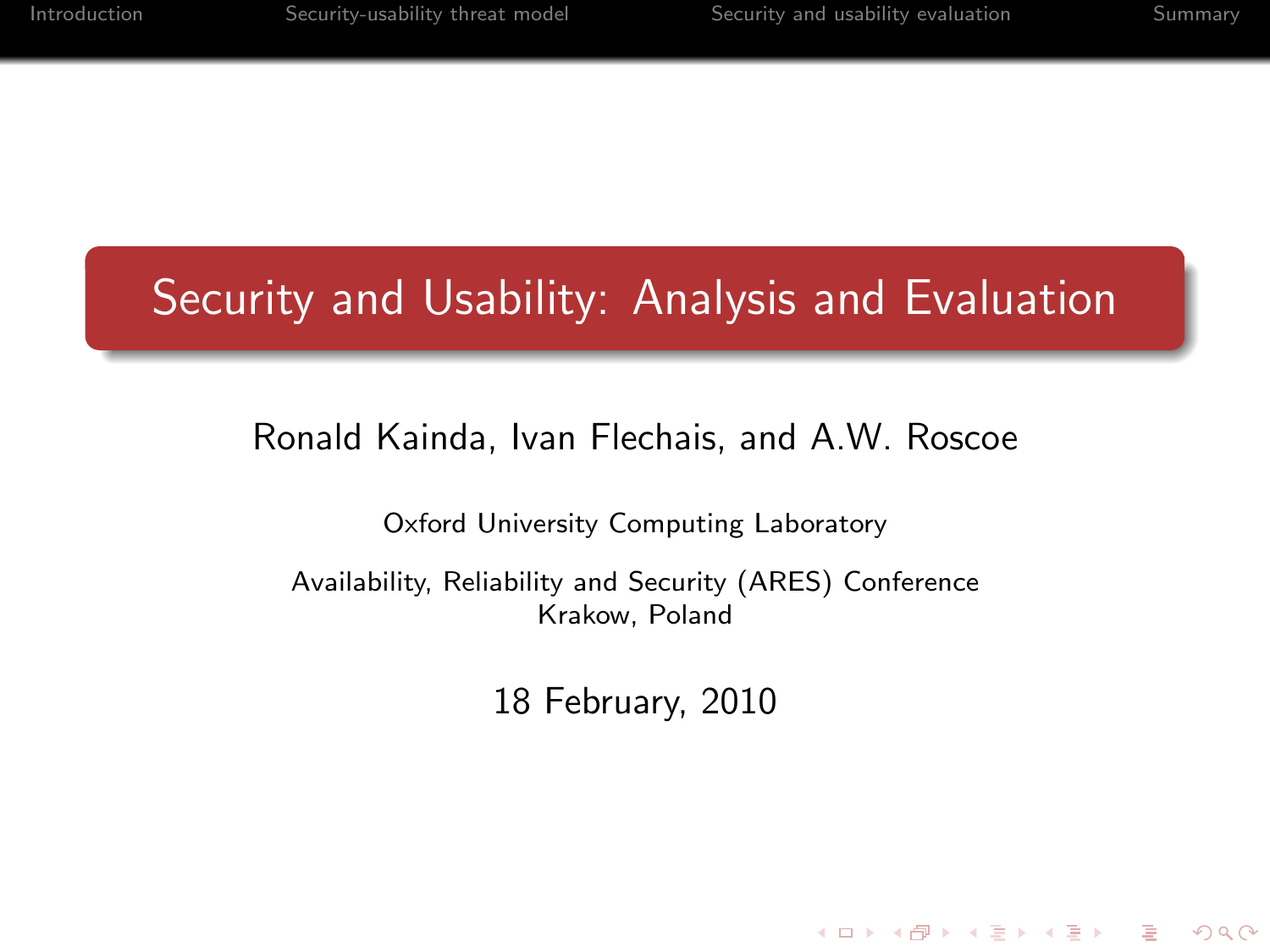# Security and Usability: Analysis and Evaluation

Ronald Kainda, Ivan Flechais, and A.W. Roscoe

Oxford University Computing Laboratory

Availability, Reliability and Security (ARES) Conference
Krakow, Poland

18 February, 2010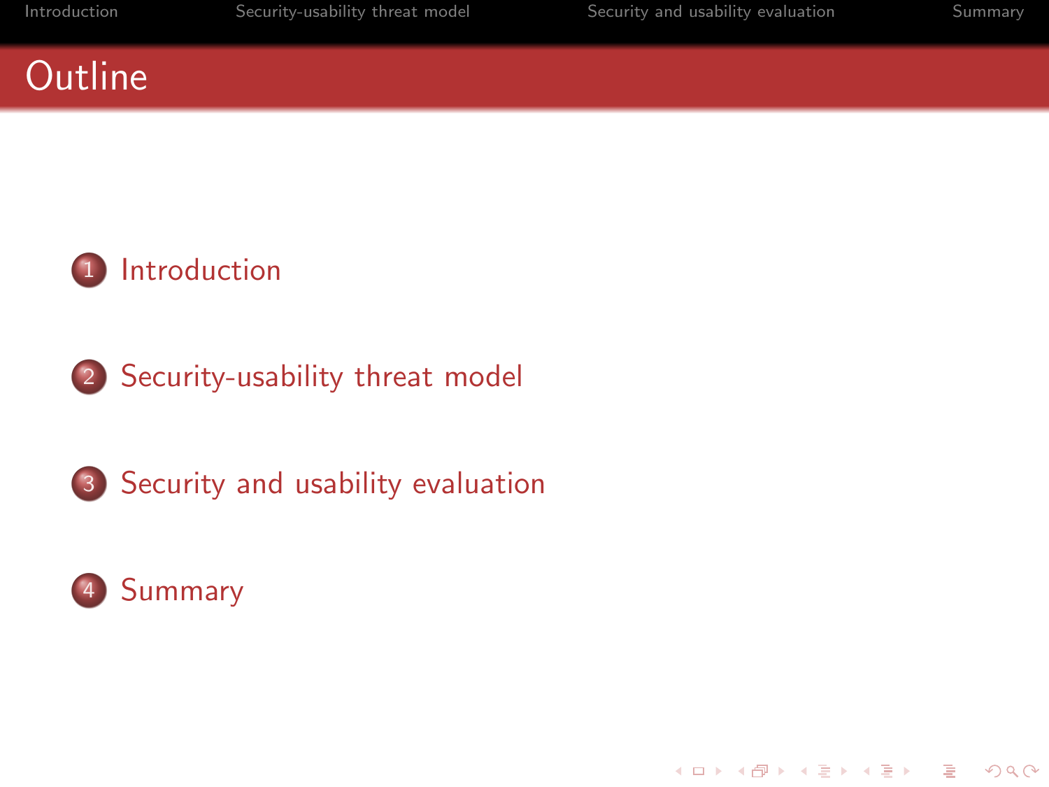# Outline

1. Introduction

2. Security-usability threat model

3. Security and usability evaluation

4. Summary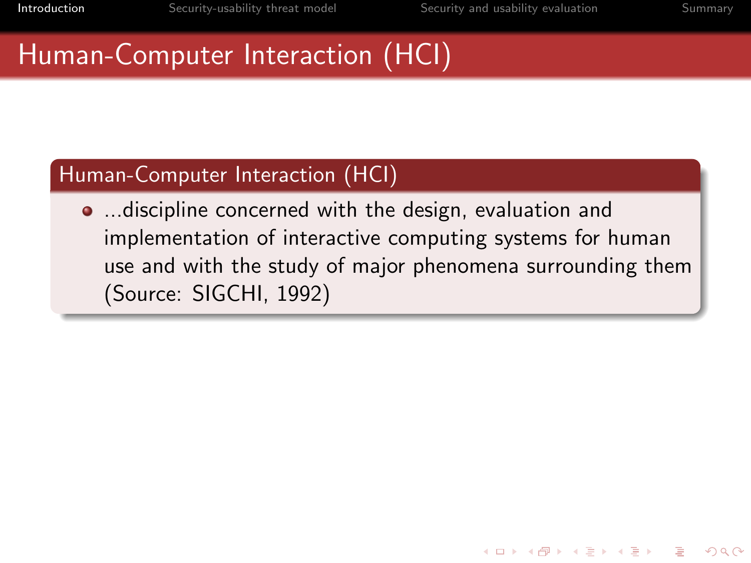# Human-Computer Interaction (HCI)

## Human-Computer Interaction (HCI)

- ...discipline concerned with the design, evaluation and implementation of interactive computing systems for human use and with the study of major phenomena surrounding them (Source: SIGCHI, 1992)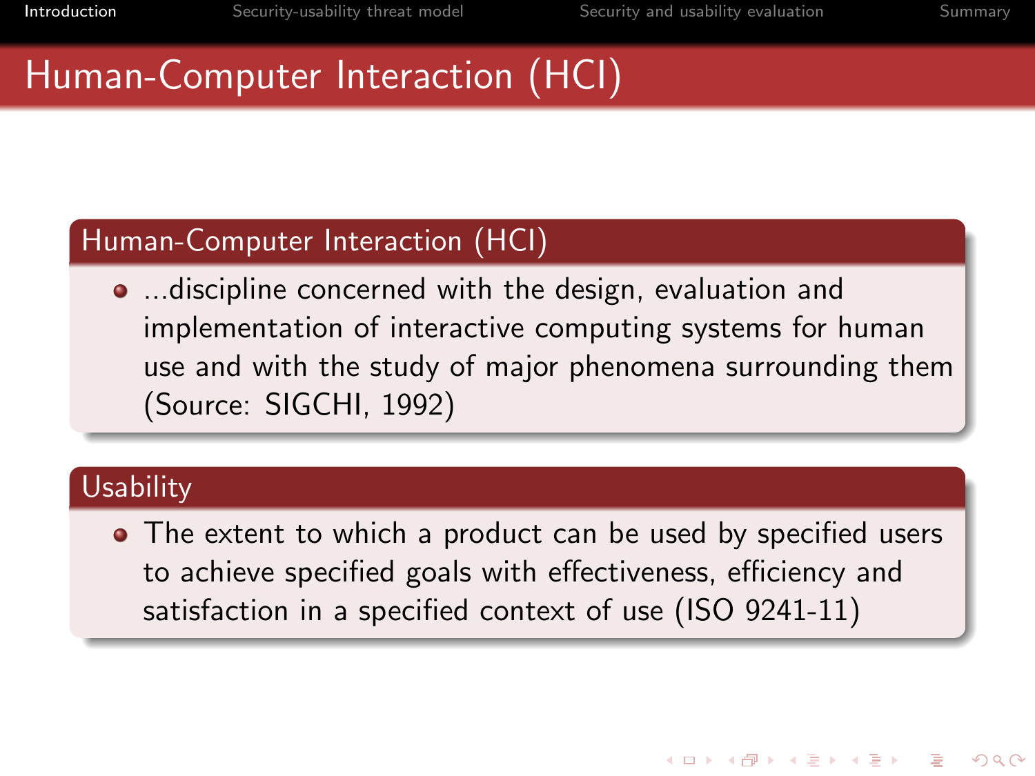# Human-Computer Interaction (HCI)

## Human-Computer Interaction (HCI)

- ...discipline concerned with the design, evaluation and implementation of interactive computing systems for human use and with the study of major phenomena surrounding them (Source: SIGCHI, 1992)

## Usability

- The extent to which a product can be used by specified users to achieve specified goals with effectiveness, efficiency and satisfaction in a specified context of use (ISO 9241-11)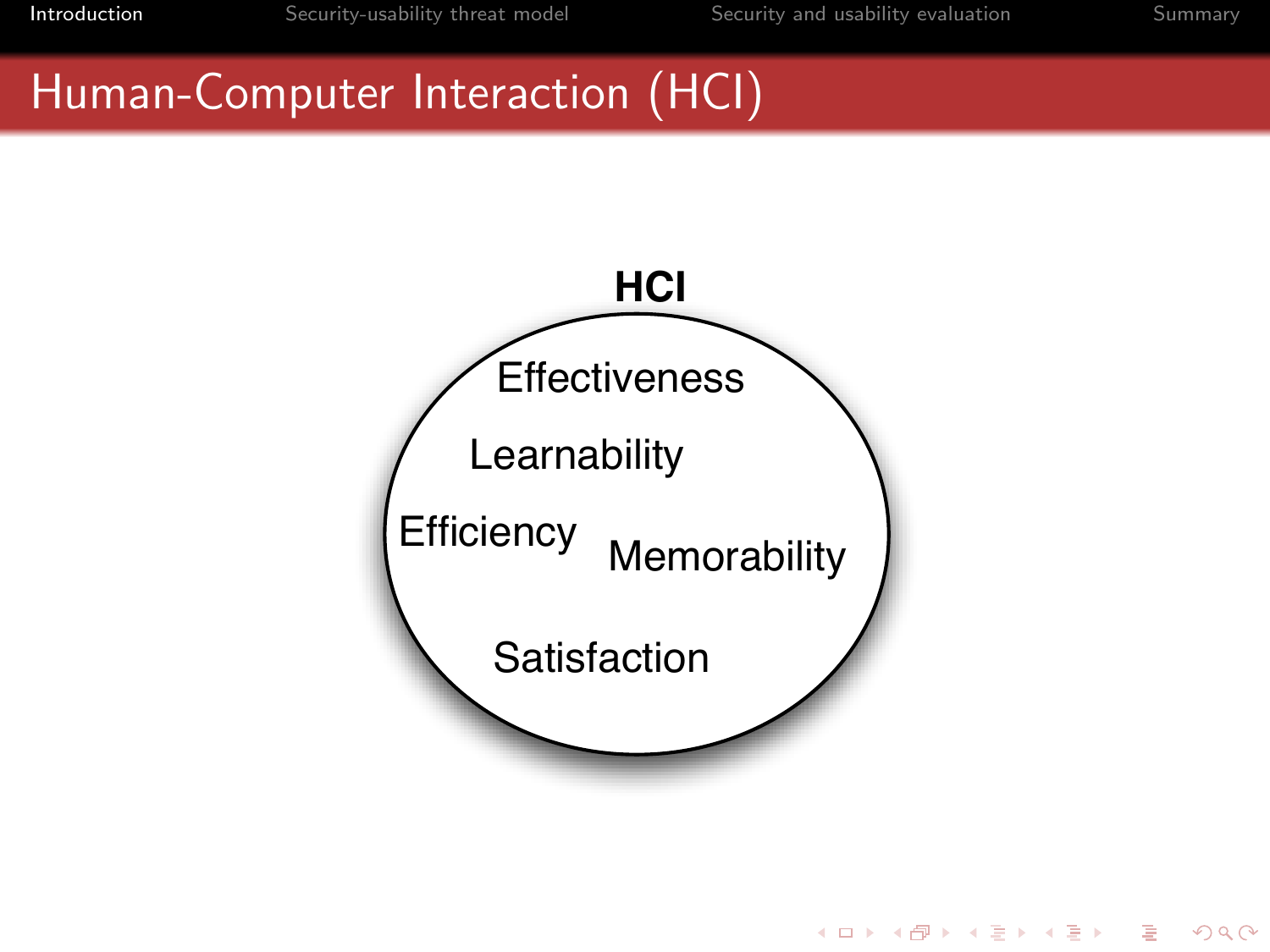# Human-Computer Interaction (HCI)

**HCI**

- Effectiveness
- Learnability
- Efficiency
- Memorability
- Satisfaction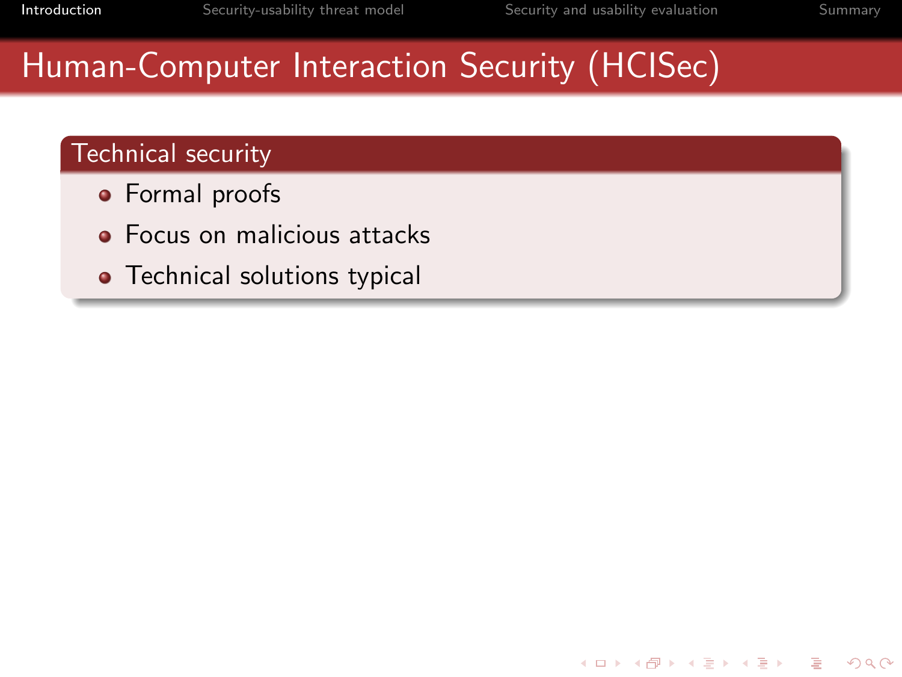# Human-Computer Interaction Security (HCISec)

## Technical security

- Formal proofs
- Focus on malicious attacks
- Technical solutions typical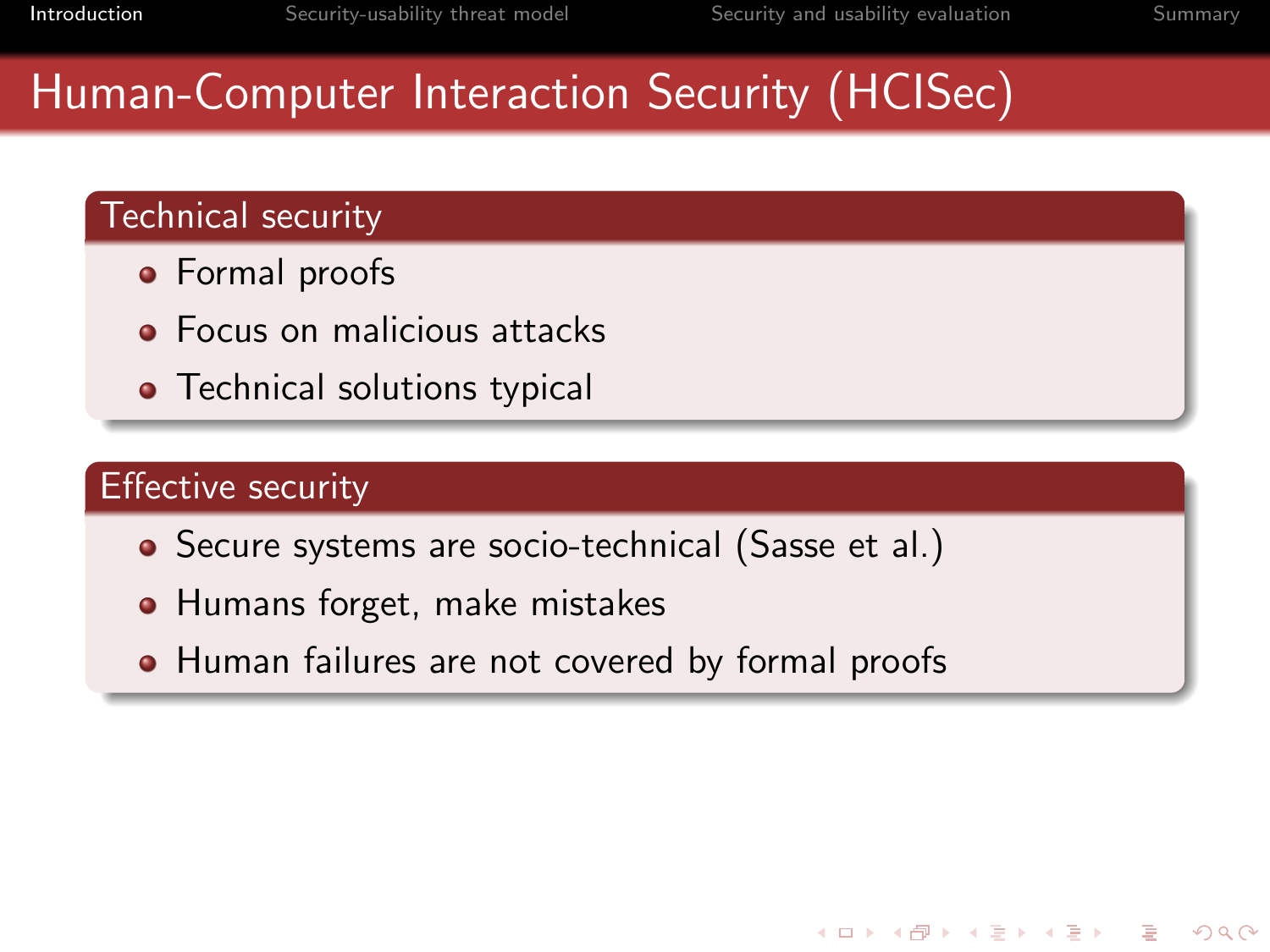# Human-Computer Interaction Security (HCISec)

## Technical security

- Formal proofs
- Focus on malicious attacks
- Technical solutions typical

## Effective security

- Secure systems are socio-technical (Sasse et al.)
- Humans forget, make mistakes
- Human failures are not covered by formal proofs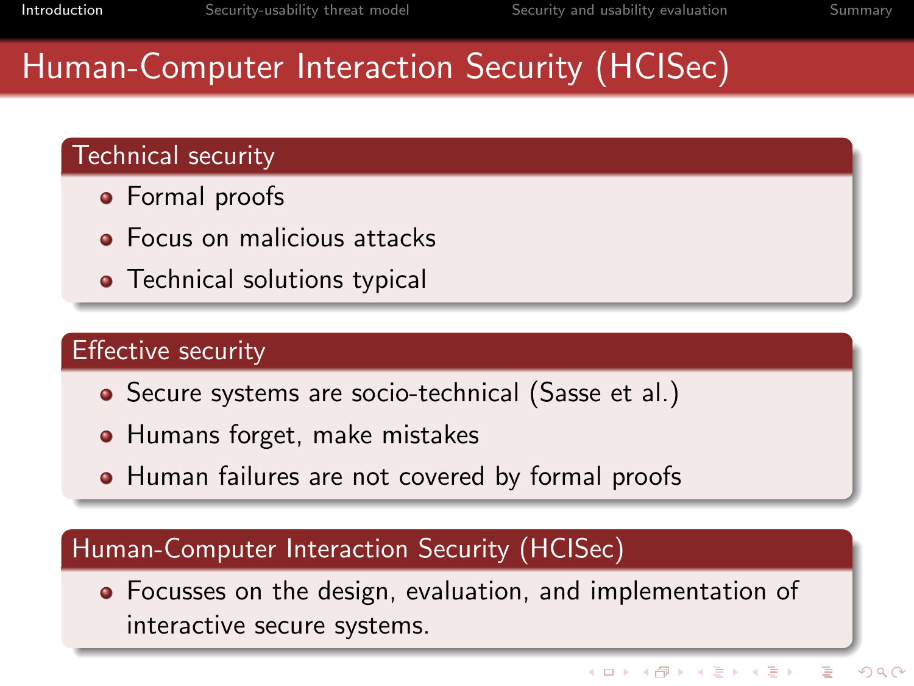# Human-Computer Interaction Security (HCISec)

## Technical security

- Formal proofs
- Focus on malicious attacks
- Technical solutions typical

## Effective security

- Secure systems are socio-technical (Sasse et al.)
- Humans forget, make mistakes
- Human failures are not covered by formal proofs

## Human-Computer Interaction Security (HCISec)

- Focusses on the design, evaluation, and implementation of interactive secure systems.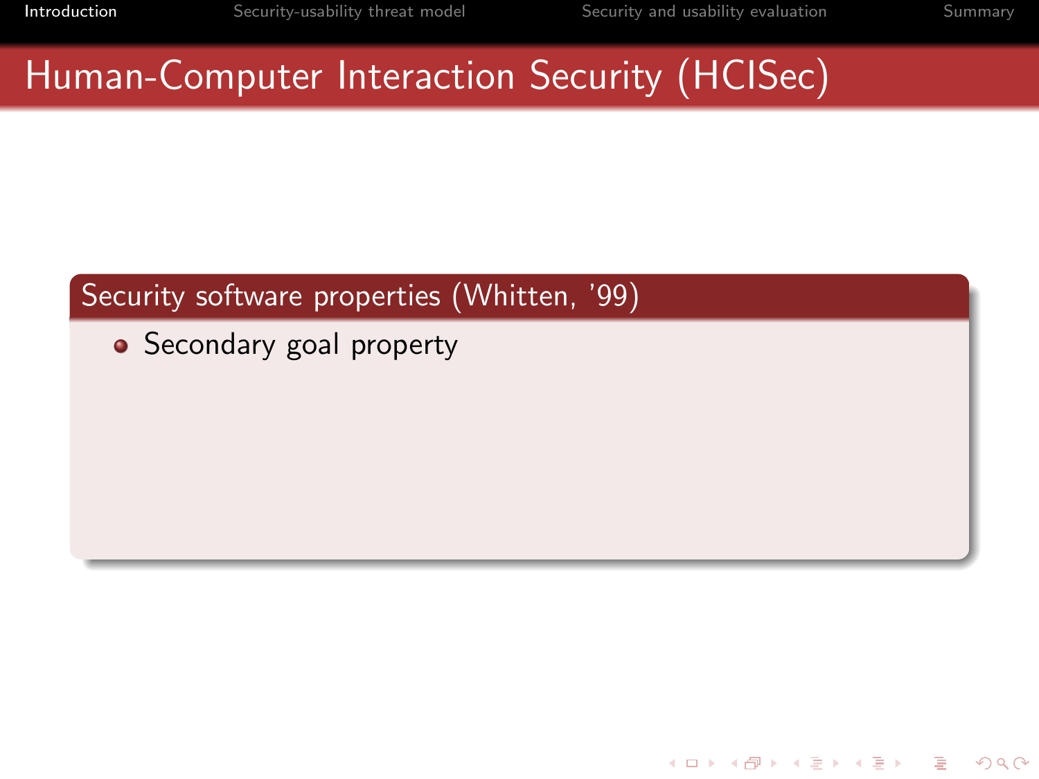# Human-Computer Interaction Security (HCISec)

## Security software properties (Whitten, '99)

- Secondary goal property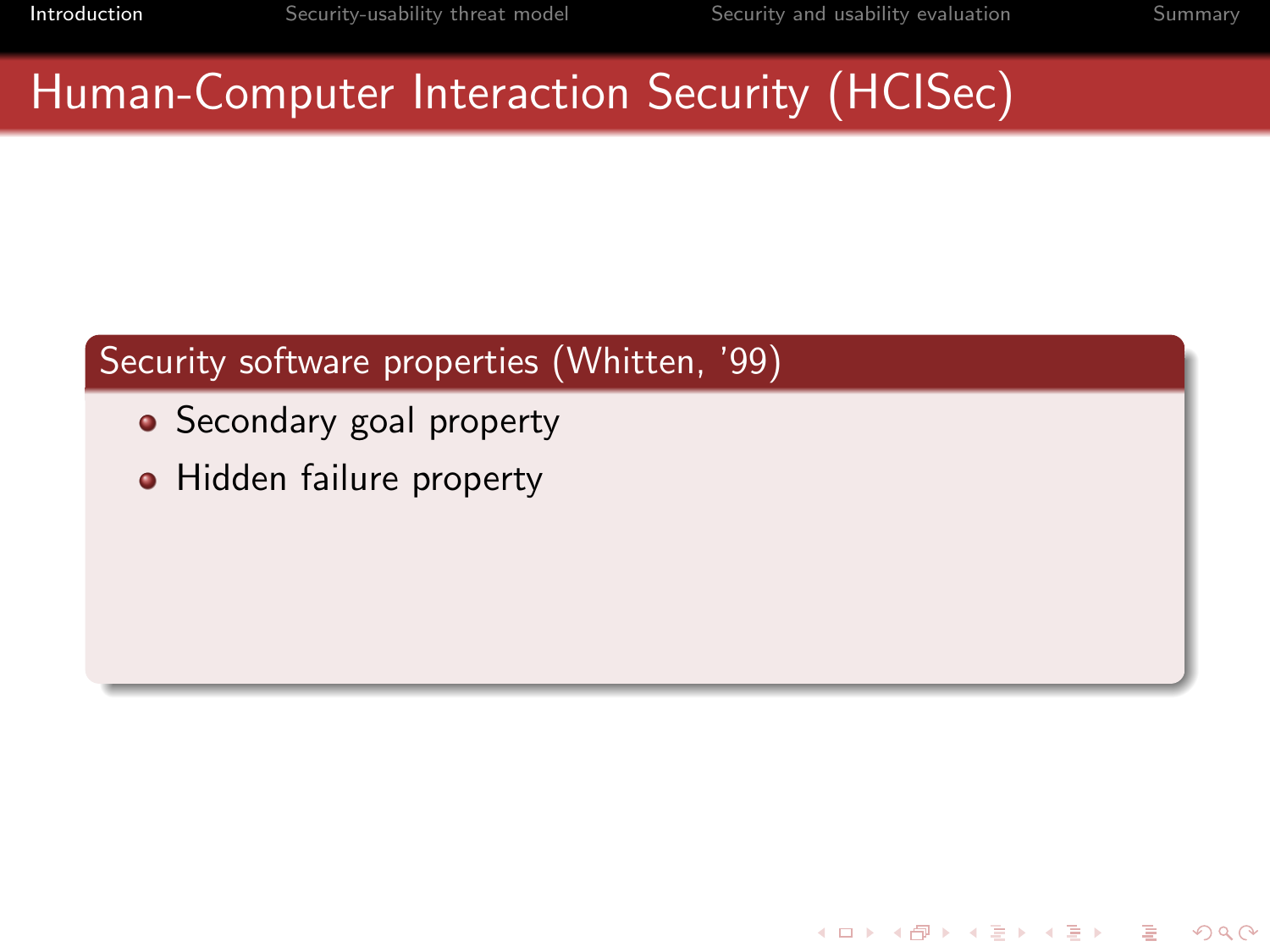# Human-Computer Interaction Security (HCISec)

## Security software properties (Whitten, '99)

- Secondary goal property
- Hidden failure property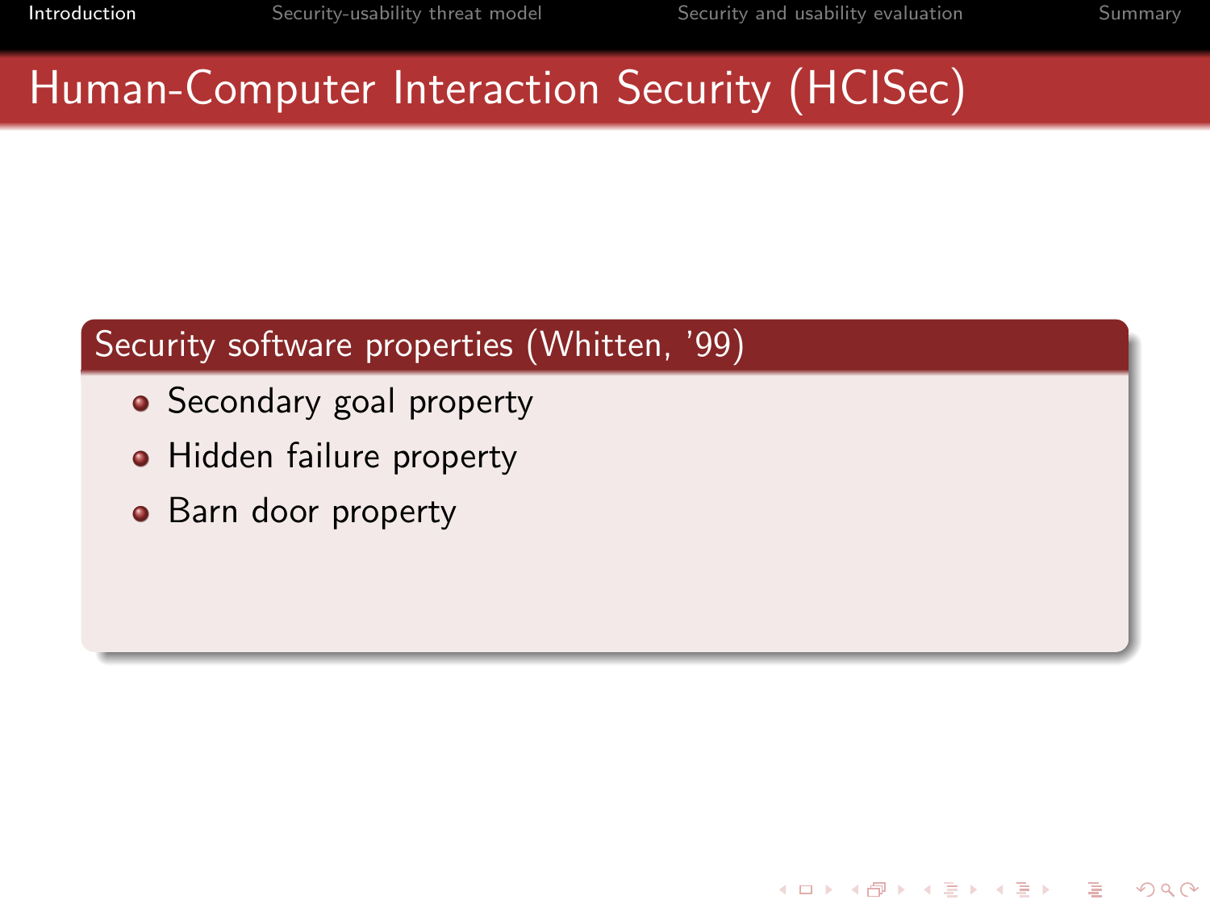# Human-Computer Interaction Security (HCISec)

## Security software properties (Whitten, '99)

- Secondary goal property
- Hidden failure property
- Barn door property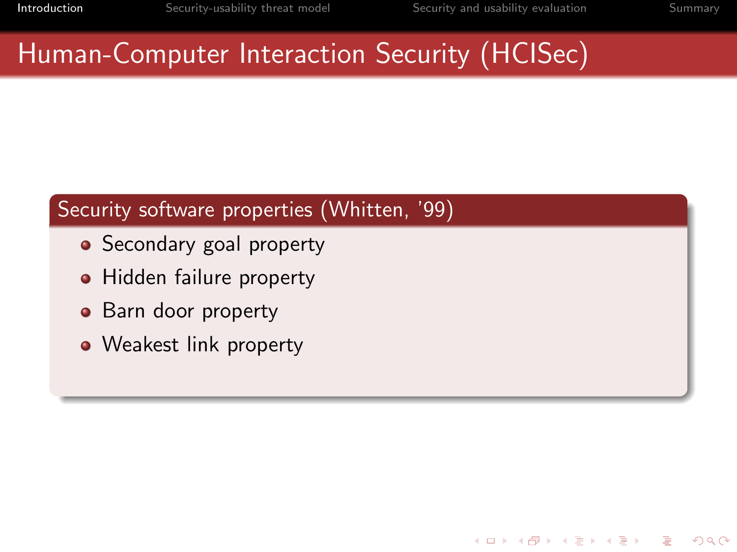# Human-Computer Interaction Security (HCISec)

## Security software properties (Whitten, '99)

- Secondary goal property
- Hidden failure property
- Barn door property
- Weakest link property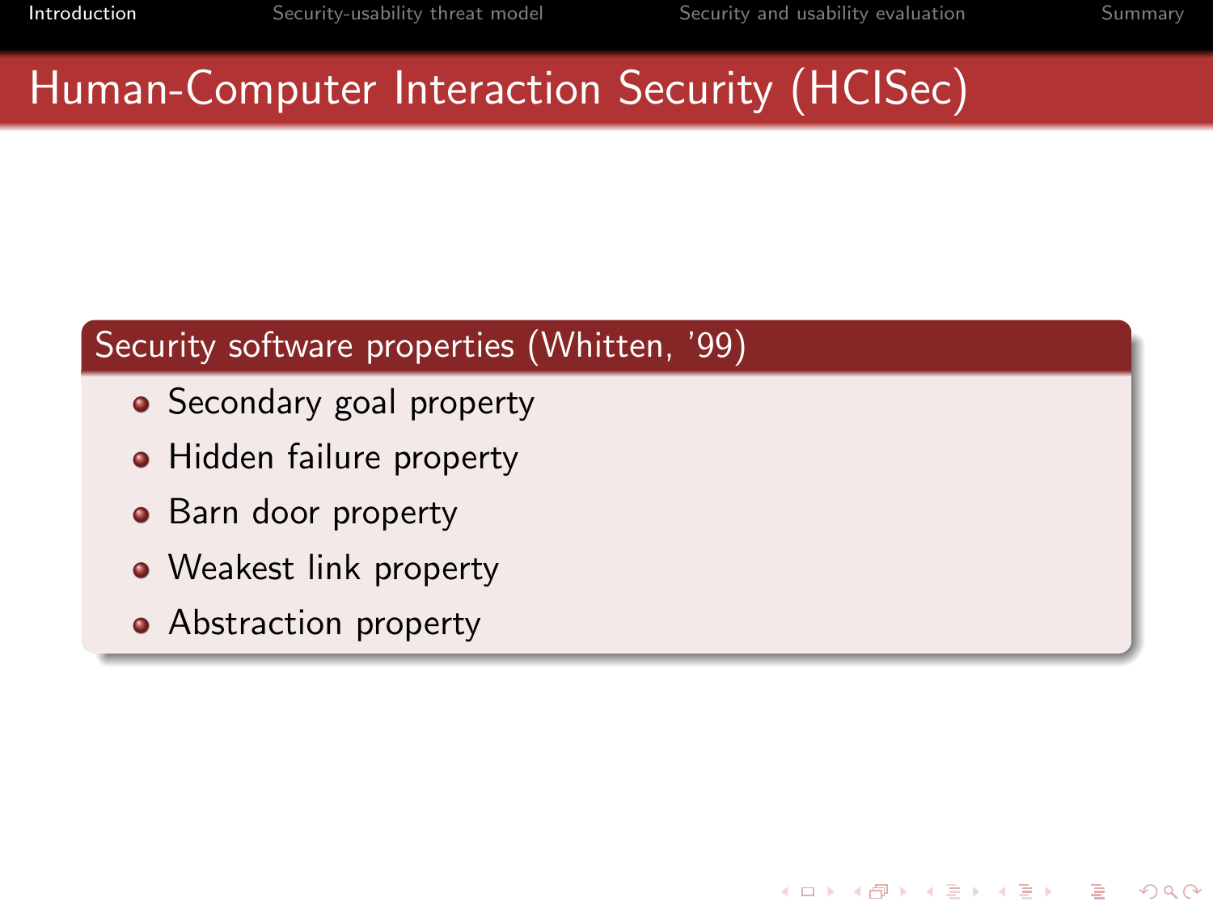# Human-Computer Interaction Security (HCISec)

## Security software properties (Whitten, '99)

- Secondary goal property
- Hidden failure property
- Barn door property
- Weakest link property
- Abstraction property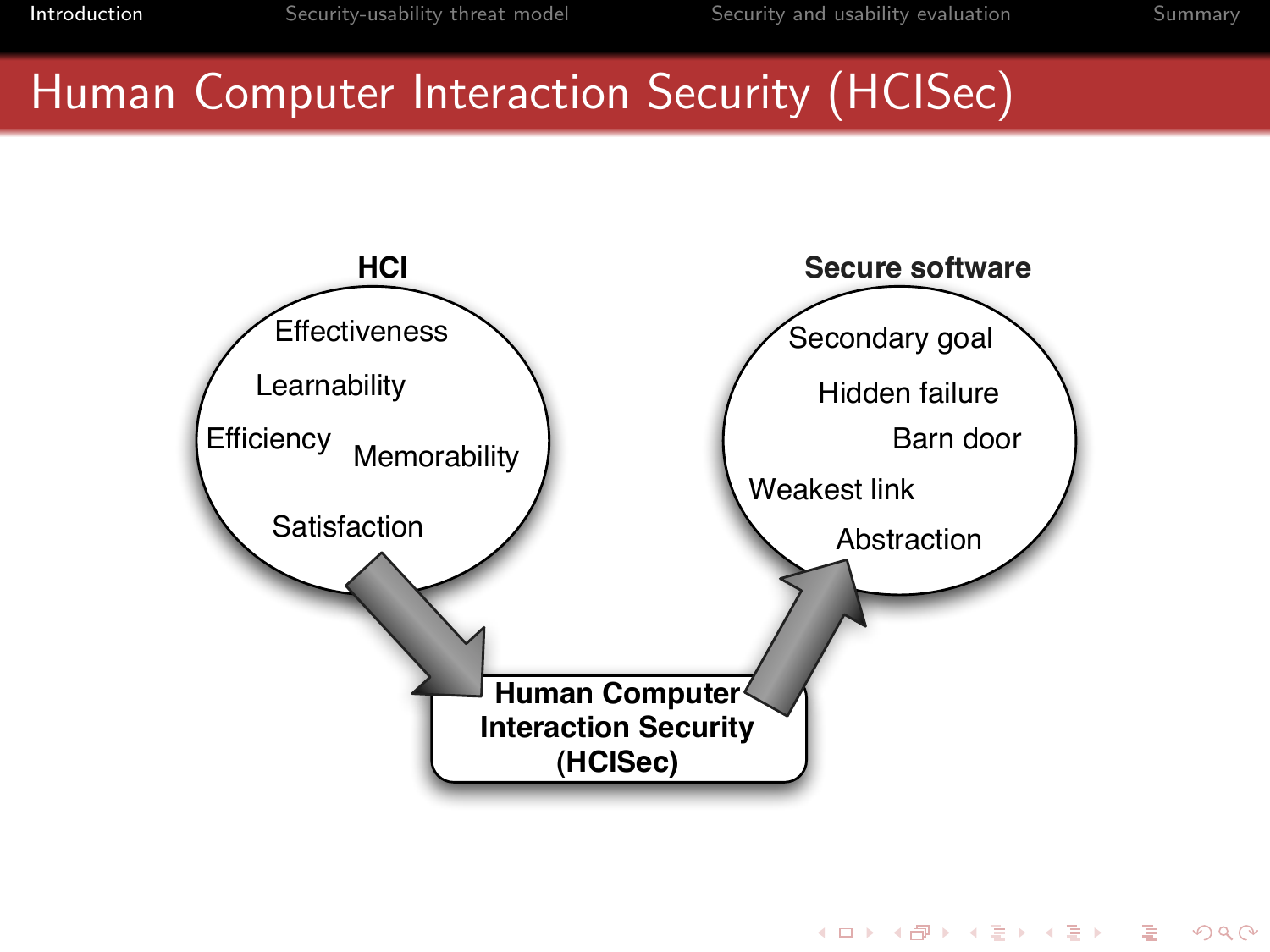# Human Computer Interaction Security (HCISec)

**HCI**

- Effectiveness
- Learnability
- Efficiency
- Memorability
- Satisfaction

**Secure software**

- Secondary goal
- Hidden failure
- Barn door
- Weakest link
- Abstraction

**Human Computer Interaction Security (HCISec)**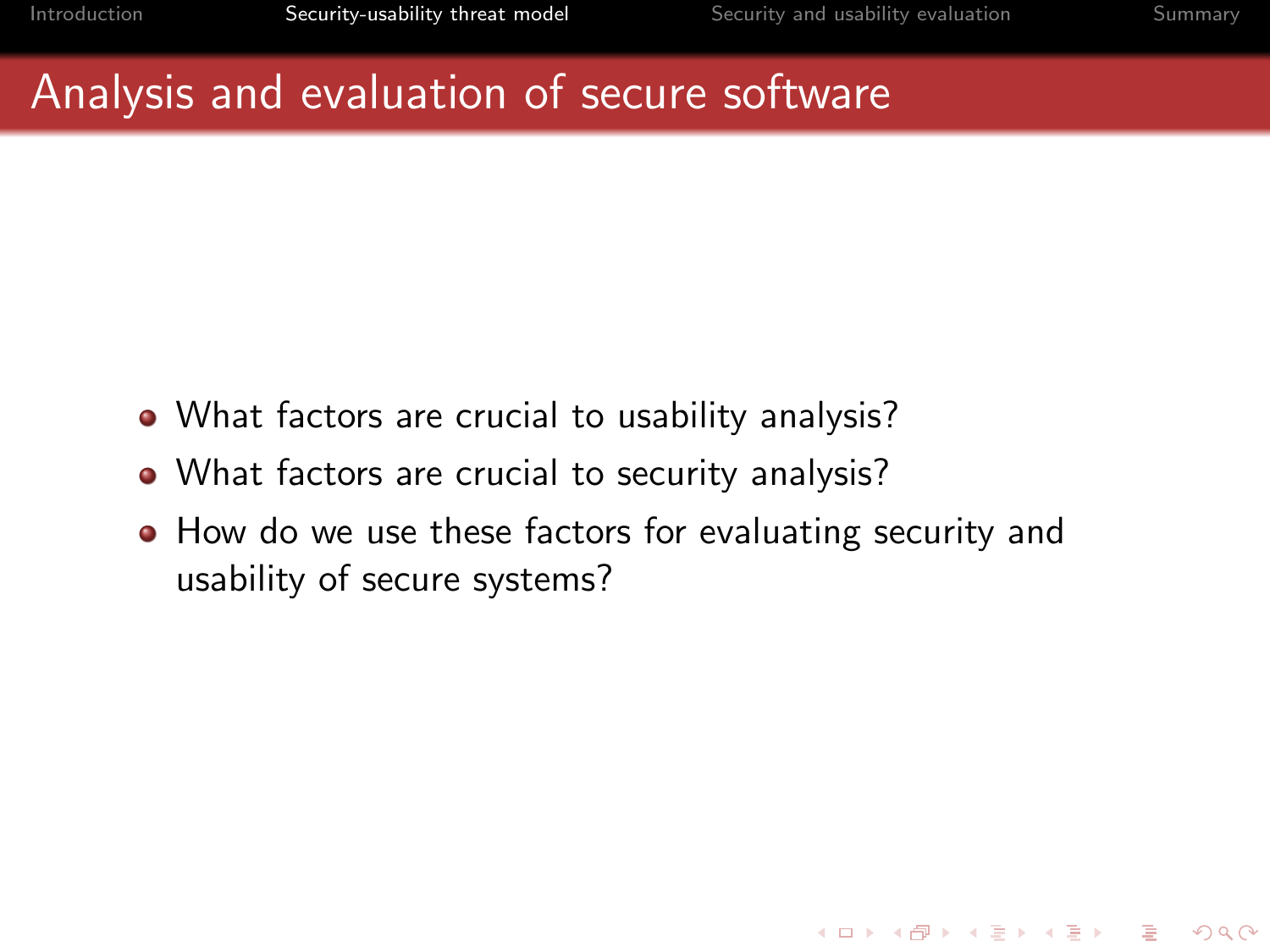# Analysis and evaluation of secure software

- What factors are crucial to usability analysis?
- What factors are crucial to security analysis?
- How do we use these factors for evaluating security and usability of secure systems?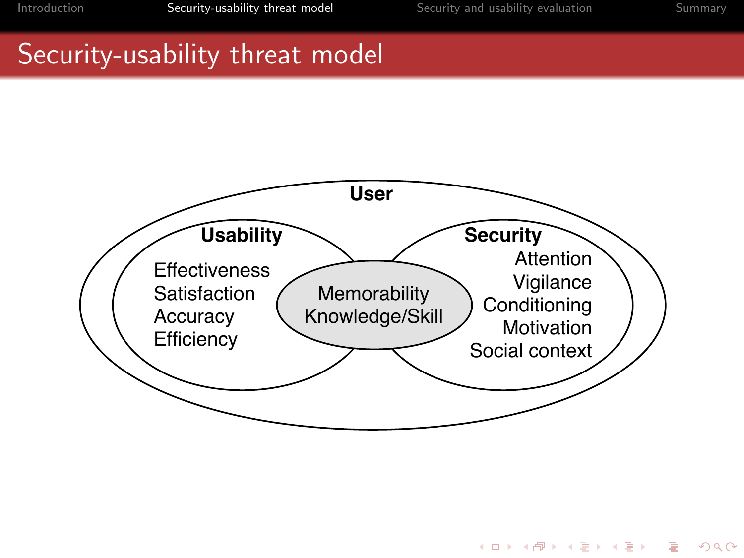# Security-usability threat model

**User**

**Usability**

- Effectiveness
- Satisfaction
- Accuracy
- Efficiency

**Memorability**
**Knowledge/Skill**

**Security**

- Attention
- Vigilance
- Conditioning
- Motivation
- Social context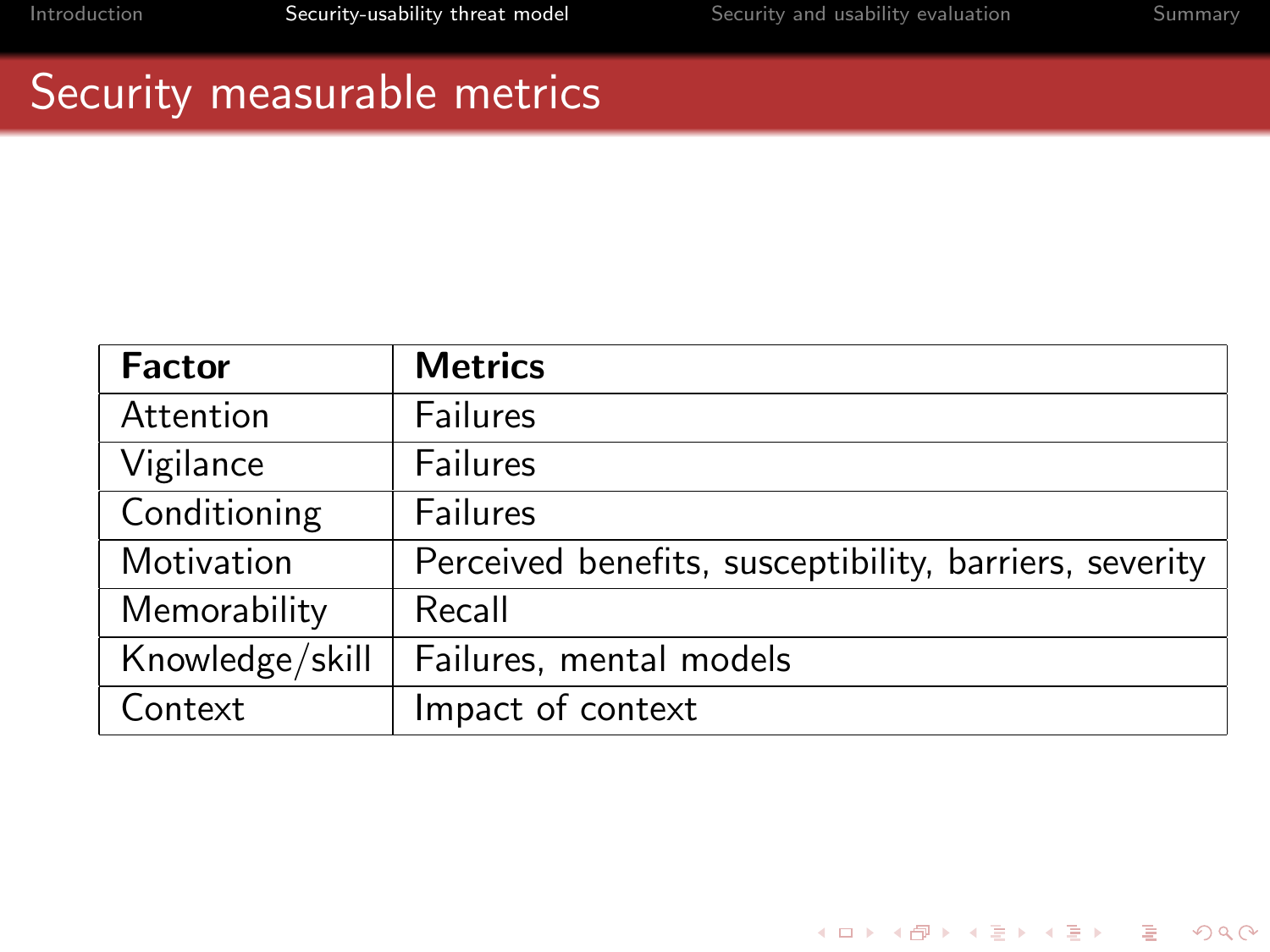# Security measurable metrics

| Factor | Metrics |
|---|---|
| Attention | Failures |
| Vigilance | Failures |
| Conditioning | Failures |
| Motivation | Perceived benefits, susceptibility, barriers, severity |
| Memorability | Recall |
| Knowledge/skill | Failures, mental models |
| Context | Impact of context |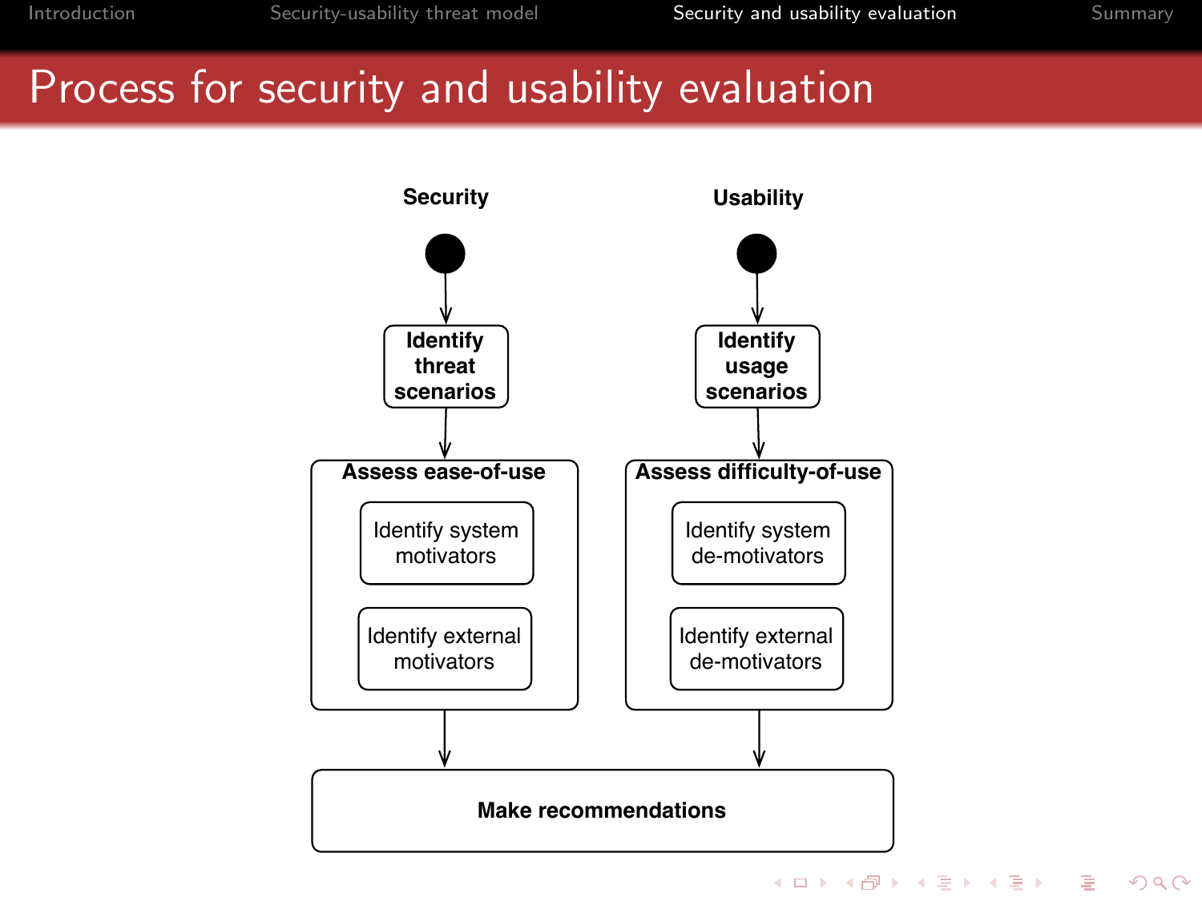# Process for security and usability evaluation

**Security**

**Identify threat scenarios**

**Assess ease-of-use**

- Identify system motivators
- Identify external motivators

**Usability**

**Identify usage scenarios**

**Assess difficulty-of-use**

- Identify system de-motivators
- Identify external de-motivators

**Make recommendations**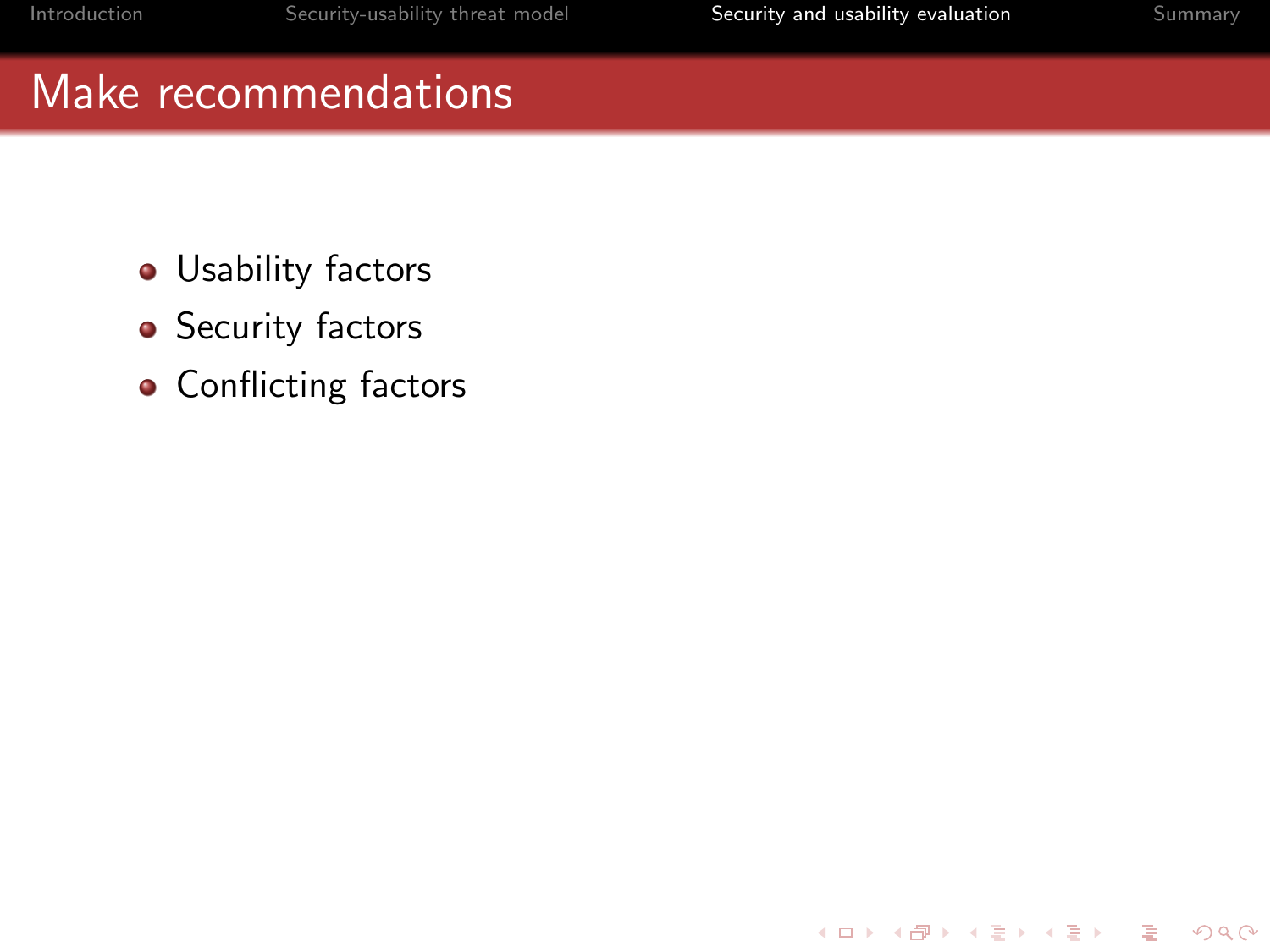# Make recommendations

- Usability factors
- Security factors
- Conflicting factors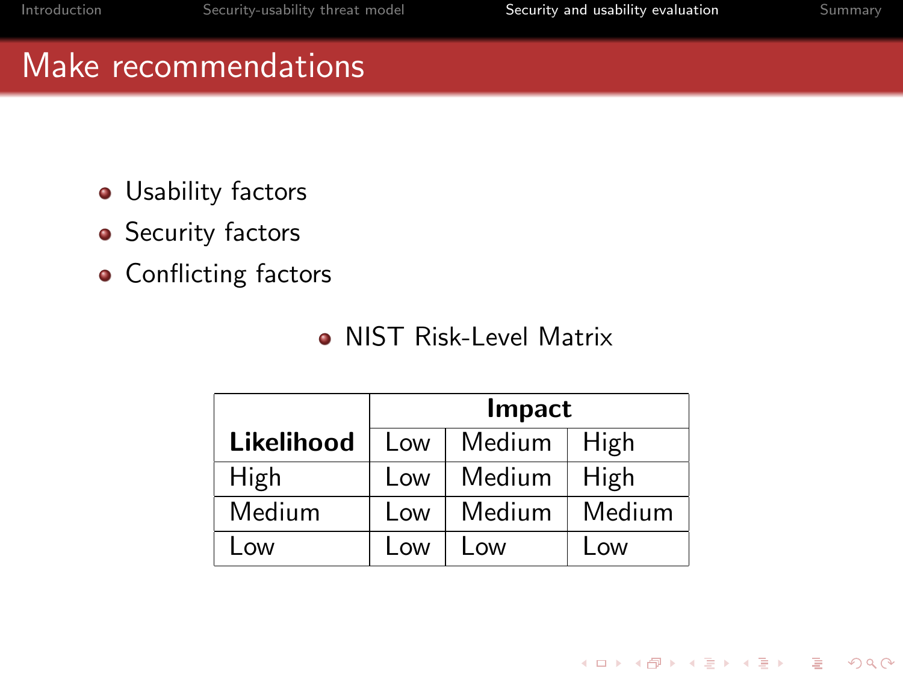# Make recommendations

- Usability factors
- Security factors
- Conflicting factors

- NIST Risk-Level Matrix

| **Likelihood** | **Impact** | | |
|---|---|---|---|
| | Low | Medium | High |
| High | Low | Medium | High |
| Medium | Low | Medium | Medium |
| Low | Low | Low | Low |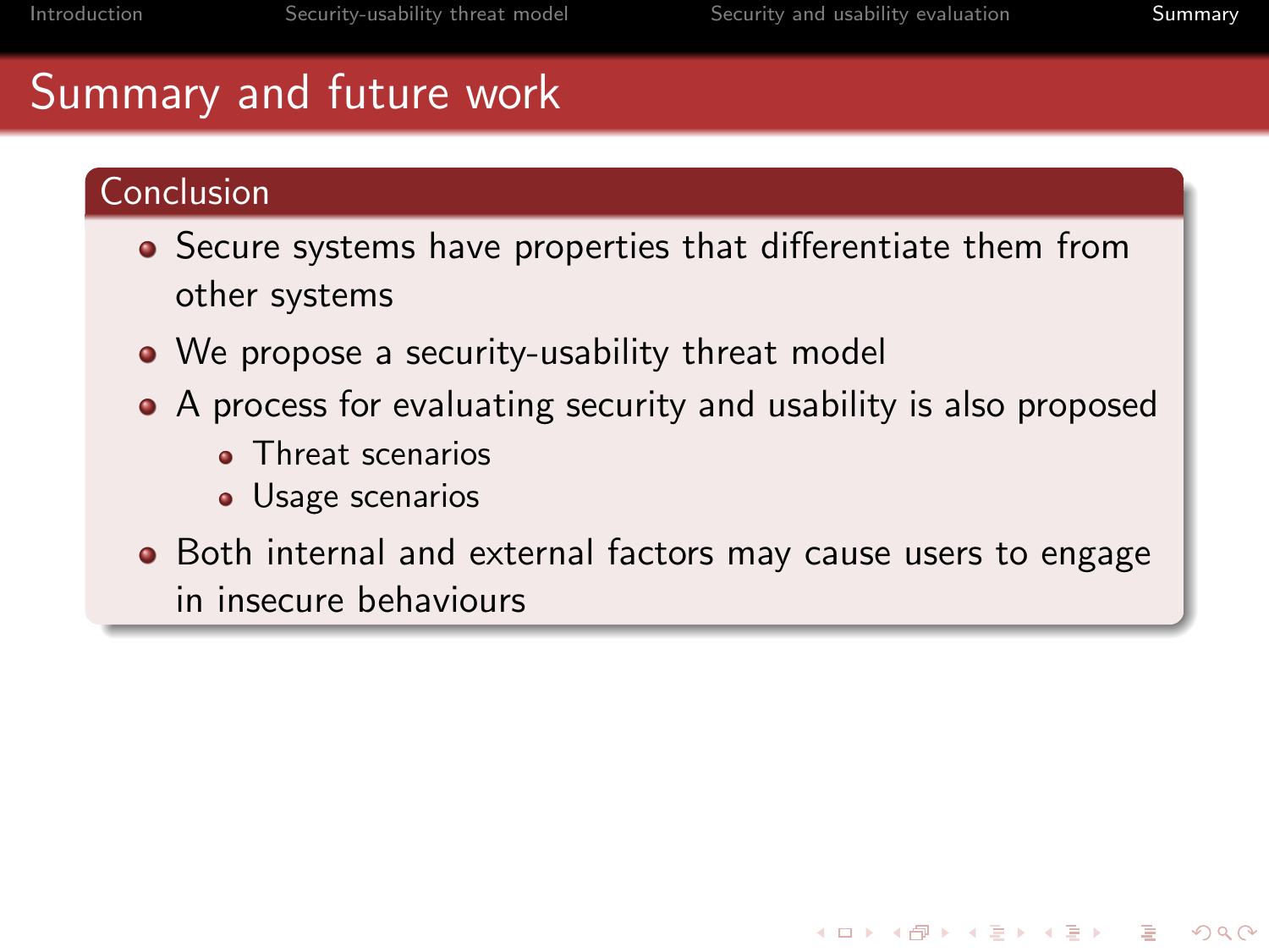# Summary and future work

## Conclusion

- Secure systems have properties that differentiate them from other systems
- We propose a security-usability threat model
- A process for evaluating security and usability is also proposed
  - Threat scenarios
  - Usage scenarios
- Both internal and external factors may cause users to engage in insecure behaviours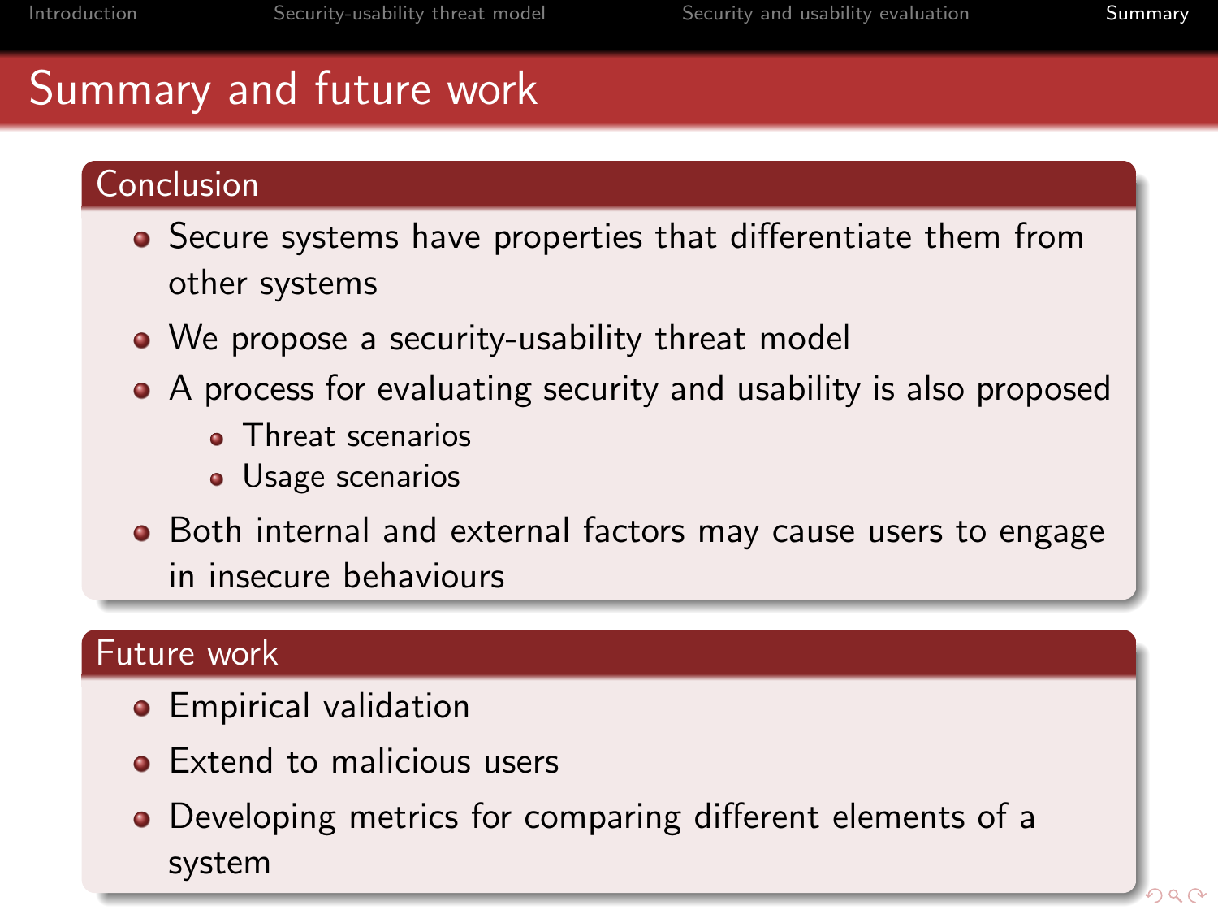# Summary and future work

## Conclusion

- Secure systems have properties that differentiate them from other systems
- We propose a security-usability threat model
- A process for evaluating security and usability is also proposed
  - Threat scenarios
  - Usage scenarios
- Both internal and external factors may cause users to engage in insecure behaviours

## Future work

- Empirical validation
- Extend to malicious users
- Developing metrics for comparing different elements of a system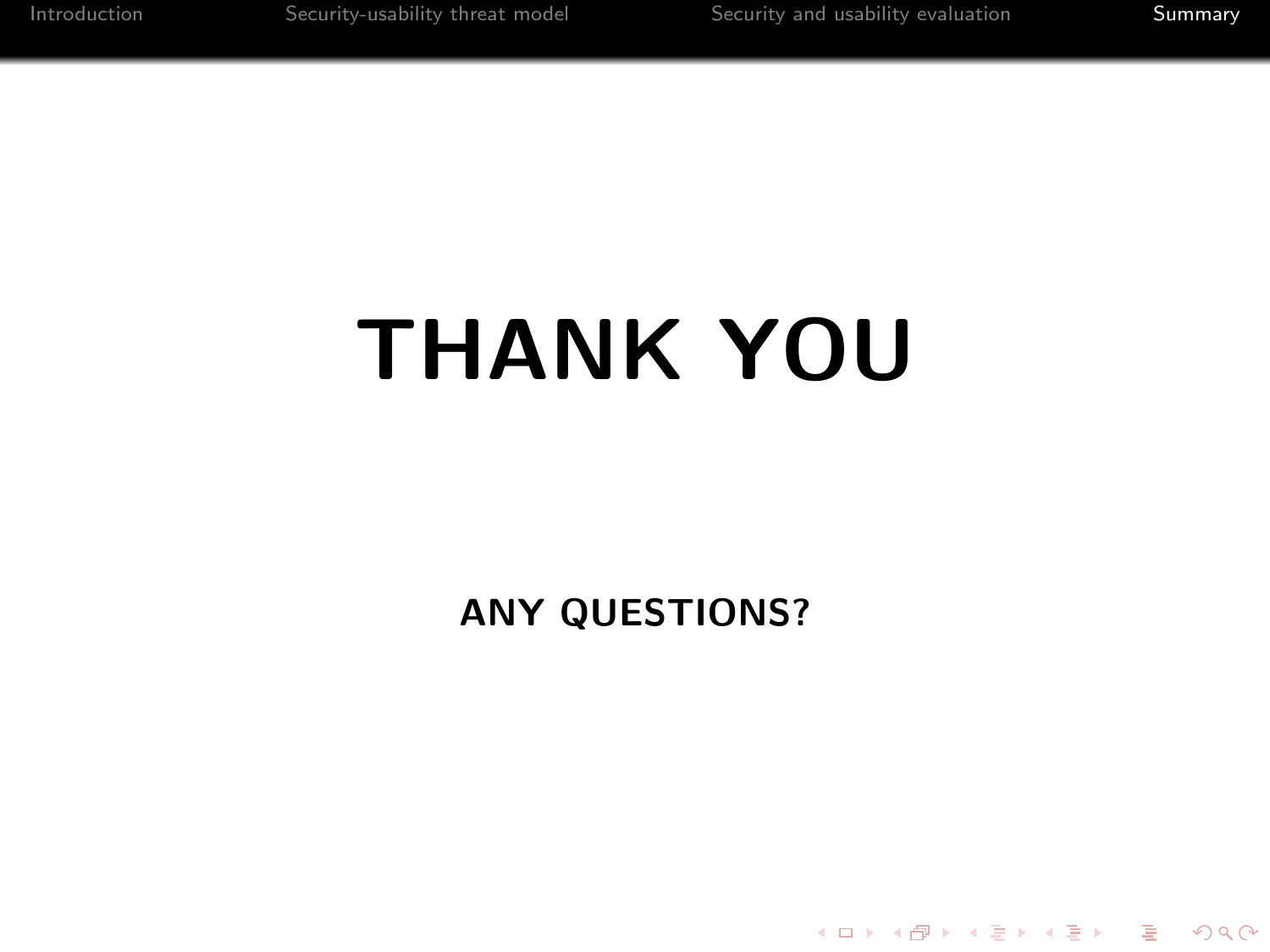# THANK YOU

**ANY QUESTIONS?**